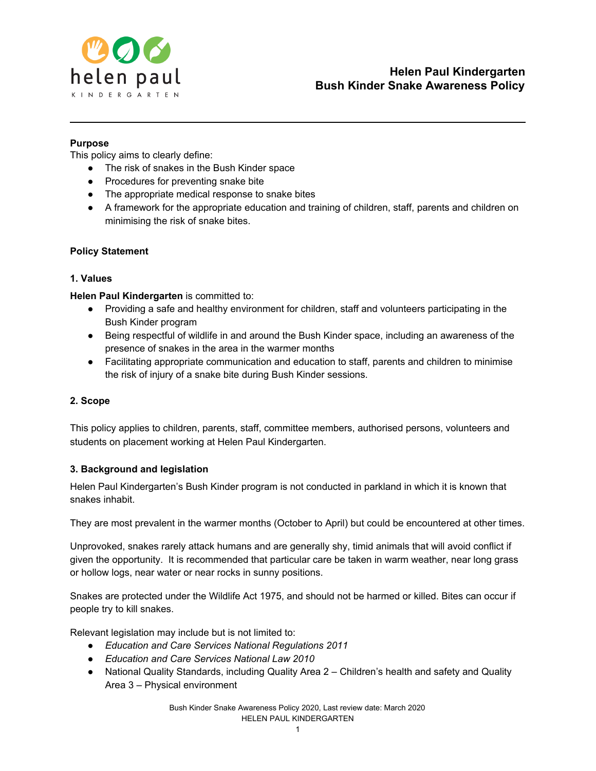# Helen Paul Kindergarten
# Bush Kinder Snake Awareness Policy

**Purpose**

This policy aims to clearly define:

- The risk of snakes in the Bush Kinder space
- Procedures for preventing snake bite
- The appropriate medical response to snake bites
- A framework for the appropriate education and training of children, staff, parents and children on minimising the risk of snake bites.

**Policy Statement**

**1. Values**

**Helen Paul Kindergarten** is committed to:

- Providing a safe and healthy environment for children, staff and volunteers participating in the Bush Kinder program
- Being respectful of wildlife in and around the Bush Kinder space, including an awareness of the presence of snakes in the area in the warmer months
- Facilitating appropriate communication and education to staff, parents and children to minimise the risk of injury of a snake bite during Bush Kinder sessions.

**2. Scope**

This policy applies to children, parents, staff, committee members, authorised persons, volunteers and students on placement working at Helen Paul Kindergarten.

**3. Background and legislation**

Helen Paul Kindergarten's Bush Kinder program is not conducted in parkland in which it is known that snakes inhabit.

They are most prevalent in the warmer months (October to April) but could be encountered at other times.

Unprovoked, snakes rarely attack humans and are generally shy, timid animals that will avoid conflict if given the opportunity. It is recommended that particular care be taken in warm weather, near long grass or hollow logs, near water or near rocks in sunny positions.

Snakes are protected under the Wildlife Act 1975, and should not be harmed or killed. Bites can occur if people try to kill snakes.

Relevant legislation may include but is not limited to:

- *Education and Care Services National Regulations 2011*
- *Education and Care Services National Law 2010*
- National Quality Standards, including Quality Area 2 – Children's health and safety and Quality Area 3 – Physical environment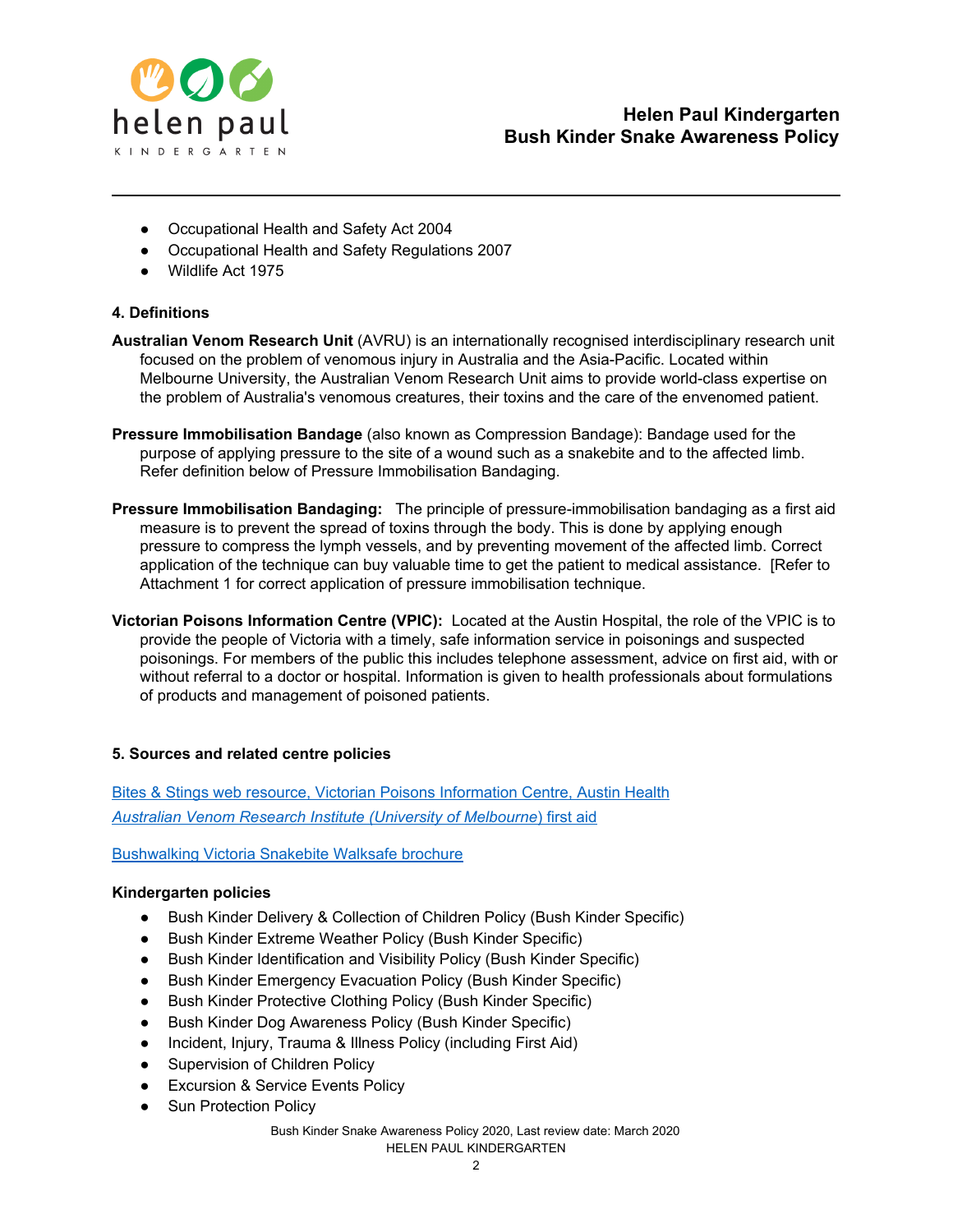- Occupational Health and Safety Act 2004
- Occupational Health and Safety Regulations 2007
- Wildlife Act 1975

**4. Definitions**

**Australian Venom Research Unit** (AVRU) is an internationally recognised interdisciplinary research unit focused on the problem of venomous injury in Australia and the Asia-Pacific. Located within Melbourne University, the Australian Venom Research Unit aims to provide world-class expertise on the problem of Australia's venomous creatures, their toxins and the care of the envenomed patient.

**Pressure Immobilisation Bandage** (also known as Compression Bandage): Bandage used for the purpose of applying pressure to the site of a wound such as a snakebite and to the affected limb. Refer definition below of Pressure Immobilisation Bandaging.

**Pressure Immobilisation Bandaging:** The principle of pressure-immobilisation bandaging as a first aid measure is to prevent the spread of toxins through the body. This is done by applying enough pressure to compress the lymph vessels, and by preventing movement of the affected limb. Correct application of the technique can buy valuable time to get the patient to medical assistance. [Refer to Attachment 1 for correct application of pressure immobilisation technique.

**Victorian Poisons Information Centre (VPIC):** Located at the Austin Hospital, the role of the VPIC is to provide the people of Victoria with a timely, safe information service in poisonings and suspected poisonings. For members of the public this includes telephone assessment, advice on first aid, with or without referral to a doctor or hospital. Information is given to health professionals about formulations of products and management of poisoned patients.

**5. Sources and related centre policies**

Bites & Stings web resource, Victorian Poisons Information Centre, Austin Health
*Australian Venom Research Institute (University of Melbourne*) first aid

Bushwalking Victoria Snakebite Walksafe brochure

**Kindergarten policies**

- Bush Kinder Delivery & Collection of Children Policy (Bush Kinder Specific)
- Bush Kinder Extreme Weather Policy (Bush Kinder Specific)
- Bush Kinder Identification and Visibility Policy (Bush Kinder Specific)
- Bush Kinder Emergency Evacuation Policy (Bush Kinder Specific)
- Bush Kinder Protective Clothing Policy (Bush Kinder Specific)
- Bush Kinder Dog Awareness Policy (Bush Kinder Specific)
- Incident, Injury, Trauma & Illness Policy (including First Aid)
- Supervision of Children Policy
- Excursion & Service Events Policy
- Sun Protection Policy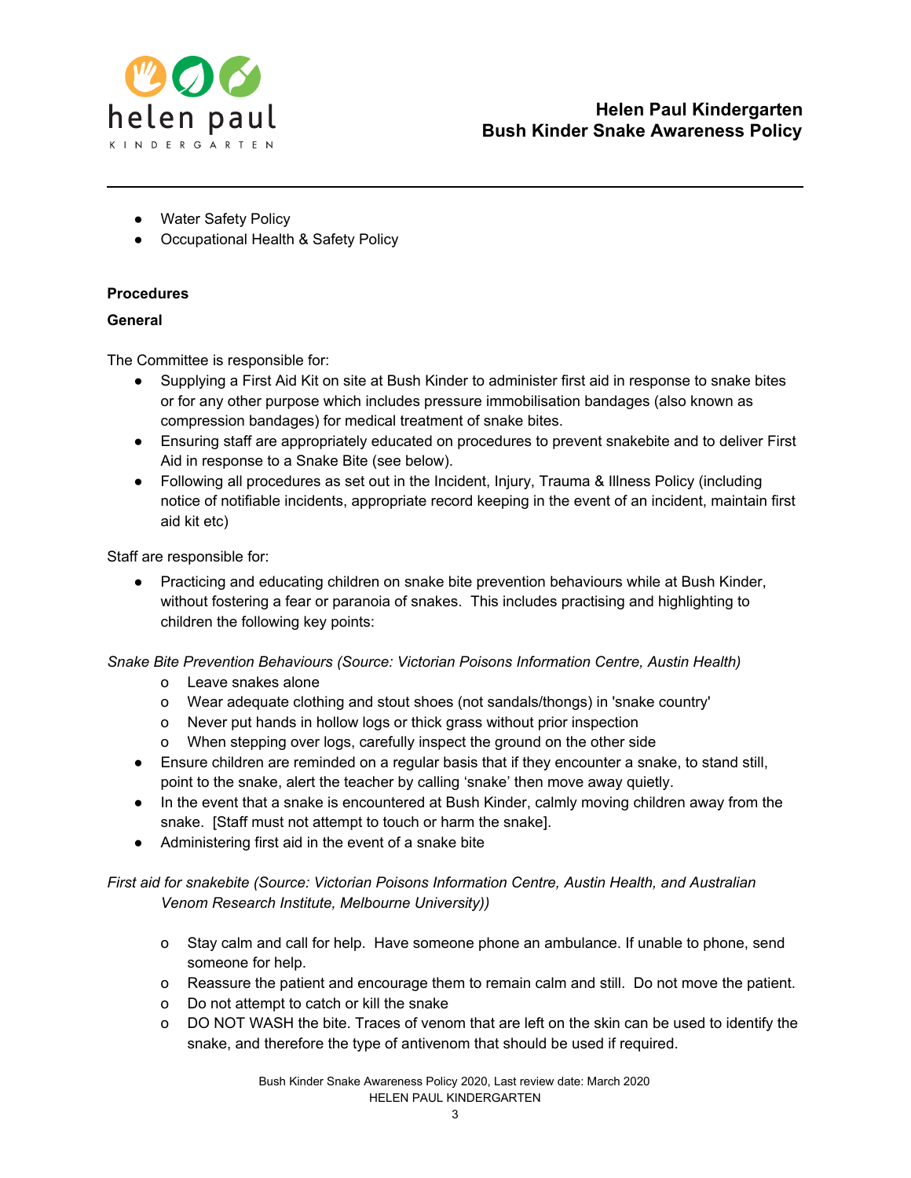- Water Safety Policy
- Occupational Health & Safety Policy

**Procedures**

**General**

The Committee is responsible for:

- Supplying a First Aid Kit on site at Bush Kinder to administer first aid in response to snake bites or for any other purpose which includes pressure immobilisation bandages (also known as compression bandages) for medical treatment of snake bites.
- Ensuring staff are appropriately educated on procedures to prevent snakebite and to deliver First Aid in response to a Snake Bite (see below).
- Following all procedures as set out in the Incident, Injury, Trauma & Illness Policy (including notice of notifiable incidents, appropriate record keeping in the event of an incident, maintain first aid kit etc)

Staff are responsible for:

- Practicing and educating children on snake bite prevention behaviours while at Bush Kinder, without fostering a fear or paranoia of snakes. This includes practising and highlighting to children the following key points:

*Snake Bite Prevention Behaviours (Source: Victorian Poisons Information Centre, Austin Health)*

  - Leave snakes alone
  - Wear adequate clothing and stout shoes (not sandals/thongs) in 'snake country'
  - Never put hands in hollow logs or thick grass without prior inspection
  - When stepping over logs, carefully inspect the ground on the other side

- Ensure children are reminded on a regular basis that if they encounter a snake, to stand still, point to the snake, alert the teacher by calling 'snake' then move away quietly.
- In the event that a snake is encountered at Bush Kinder, calmly moving children away from the snake. [Staff must not attempt to touch or harm the snake].
- Administering first aid in the event of a snake bite

*First aid for snakebite (Source: Victorian Poisons Information Centre, Austin Health, and Australian Venom Research Institute, Melbourne University))*

  - Stay calm and call for help. Have someone phone an ambulance. If unable to phone, send someone for help.
  - Reassure the patient and encourage them to remain calm and still. Do not move the patient.
  - Do not attempt to catch or kill the snake
  - DO NOT WASH the bite. Traces of venom that are left on the skin can be used to identify the snake, and therefore the type of antivenom that should be used if required.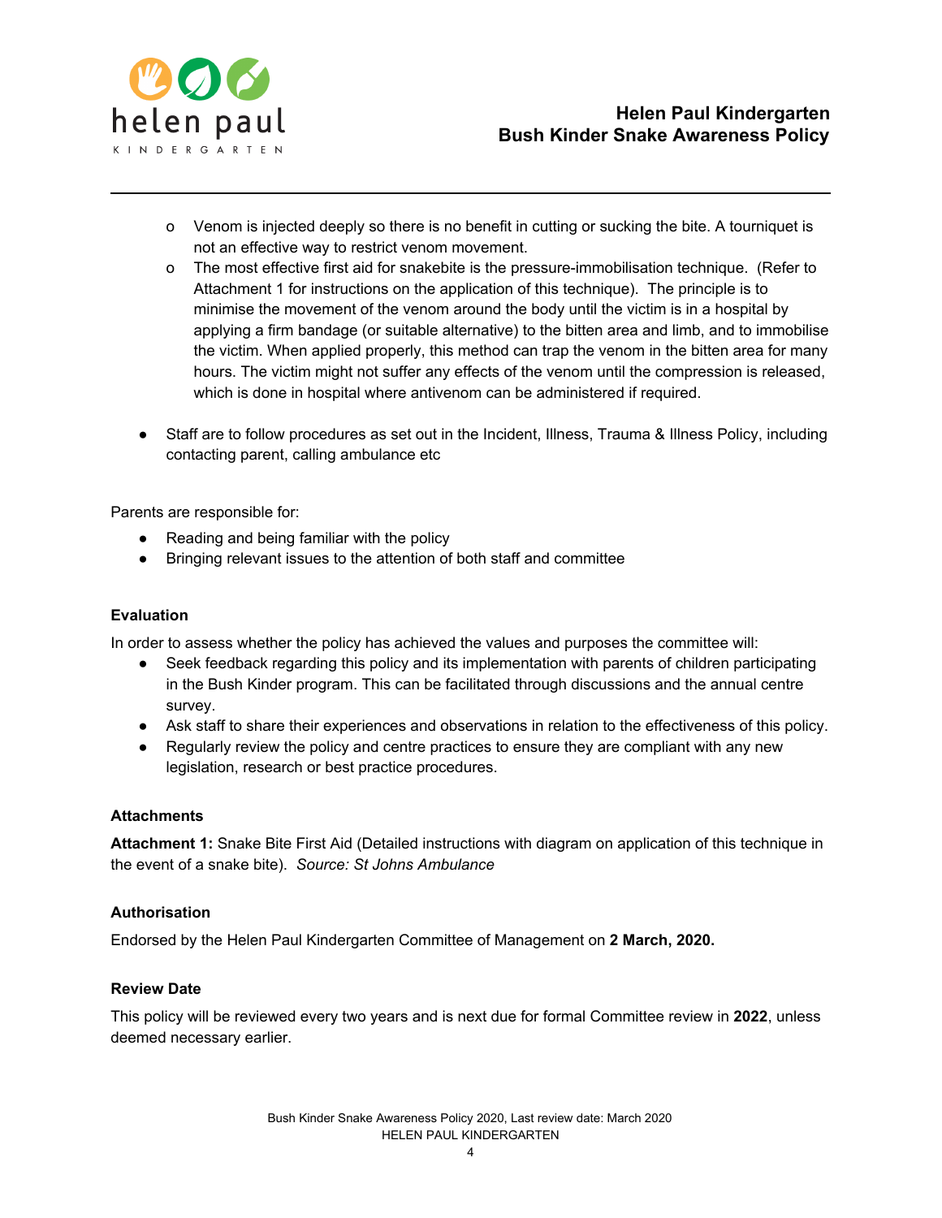- Venom is injected deeply so there is no benefit in cutting or sucking the bite. A tourniquet is not an effective way to restrict venom movement.
  - The most effective first aid for snakebite is the pressure-immobilisation technique. (Refer to Attachment 1 for instructions on the application of this technique). The principle is to minimise the movement of the venom around the body until the victim is in a hospital by applying a firm bandage (or suitable alternative) to the bitten area and limb, and to immobilise the victim. When applied properly, this method can trap the venom in the bitten area for many hours. The victim might not suffer any effects of the venom until the compression is released, which is done in hospital where antivenom can be administered if required.

- Staff are to follow procedures as set out in the Incident, Illness, Trauma & Illness Policy, including contacting parent, calling ambulance etc

Parents are responsible for:

- Reading and being familiar with the policy
- Bringing relevant issues to the attention of both staff and committee

**Evaluation**

In order to assess whether the policy has achieved the values and purposes the committee will:

- Seek feedback regarding this policy and its implementation with parents of children participating in the Bush Kinder program. This can be facilitated through discussions and the annual centre survey.
- Ask staff to share their experiences and observations in relation to the effectiveness of this policy.
- Regularly review the policy and centre practices to ensure they are compliant with any new legislation, research or best practice procedures.

**Attachments**

**Attachment 1:** Snake Bite First Aid (Detailed instructions with diagram on application of this technique in the event of a snake bite). *Source: St Johns Ambulance*

**Authorisation**

Endorsed by the Helen Paul Kindergarten Committee of Management on **2 March, 2020.**

**Review Date**

This policy will be reviewed every two years and is next due for formal Committee review in **2022**, unless deemed necessary earlier.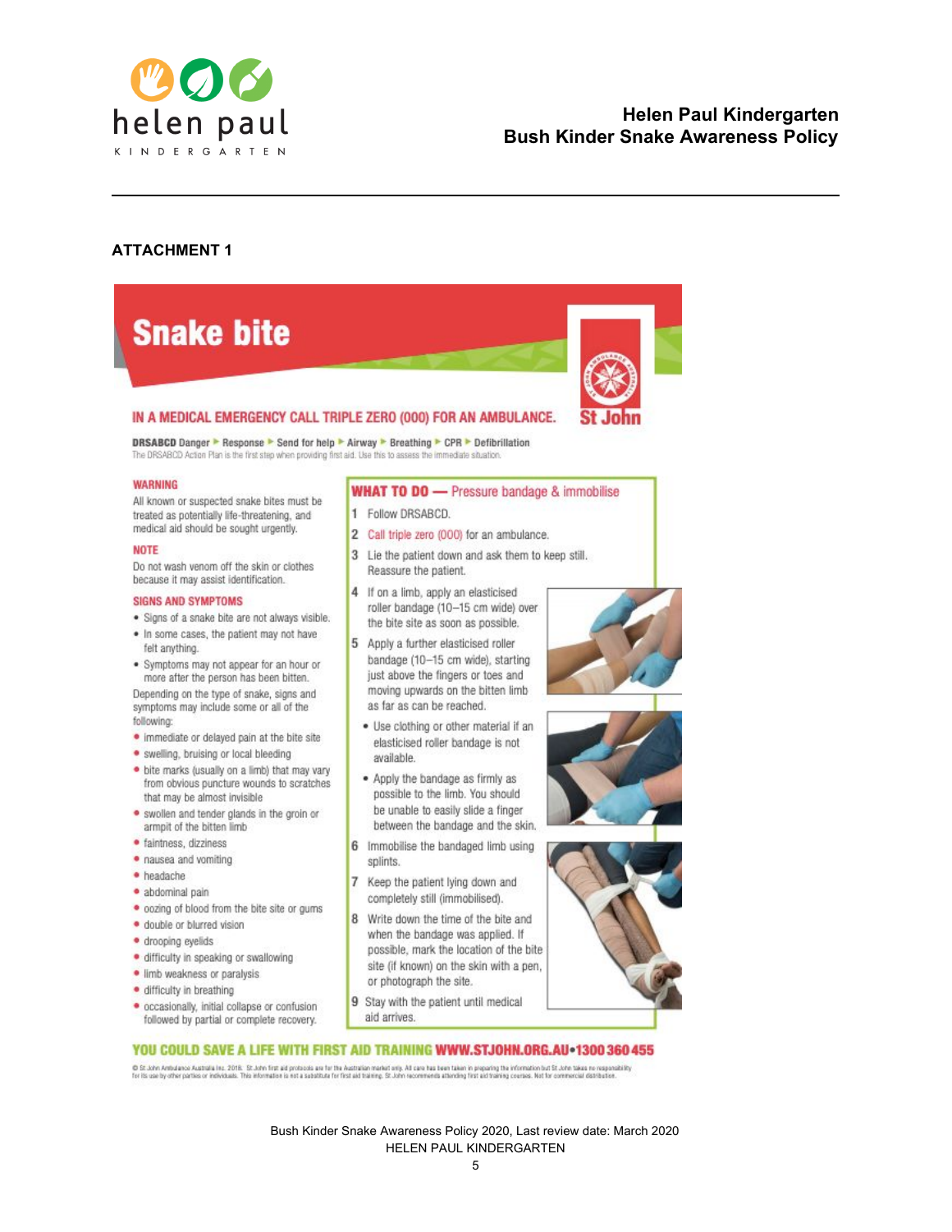## ATTACHMENT 1

# Snake bite

St John

**IN A MEDICAL EMERGENCY CALL TRIPLE ZERO (000) FOR AN AMBULANCE.**

**DRSABCD** Danger ▸ Response ▸ Send for help ▸ Airway ▸ Breathing ▸ CPR ▸ Defibrillation

The DRSABCD Action Plan is the first step when providing first aid. Use this to assess the immediate situation.

### WARNING

All known or suspected snake bites must be treated as potentially life-threatening, and medical aid should be sought urgently.

### NOTE

Do not wash venom off the skin or clothes because it may assist identification.

### SIGNS AND SYMPTOMS

- Signs of a snake bite are not always visible.
- In some cases, the patient may not have felt anything.
- Symptoms may not appear for an hour or more after the person has been bitten.

Depending on the type of snake, signs and symptoms may include some or all of the following:

- immediate or delayed pain at the bite site
- swelling, bruising or local bleeding
- bite marks (usually on a limb) that may vary from obvious puncture wounds to scratches that may be almost invisible
- swollen and tender glands in the groin or armpit of the bitten limb
- faintness, dizziness
- nausea and vomiting
- headache
- abdominal pain
- oozing of blood from the bite site or gums
- double or blurred vision
- drooping eyelids
- difficulty in speaking or swallowing
- limb weakness or paralysis
- difficulty in breathing
- occasionally, initial collapse or confusion followed by partial or complete recovery.

### WHAT TO DO — Pressure bandage & immobilise

1. Follow DRSABCD.
2. Call triple zero (000) for an ambulance.
3. Lie the patient down and ask them to keep still. Reassure the patient.
4. If on a limb, apply an elasticised roller bandage (10–15 cm wide) over the bite site as soon as possible.
5. Apply a further elasticised roller bandage (10–15 cm wide), starting just above the fingers or toes and moving upwards on the bitten limb as far as can be reached.
   - Use clothing or other material if an elasticised roller bandage is not available.
   - Apply the bandage as firmly as possible to the limb. You should be unable to easily slide a finger between the bandage and the skin.
6. Immobilise the bandaged limb using splints.
7. Keep the patient lying down and completely still (immobilised).
8. Write down the time of the bite and when the bandage was applied. If possible, mark the location of the bite site (if known) on the skin with a pen, or photograph the site.
9. Stay with the patient until medical aid arrives.

**YOU COULD SAVE A LIFE WITH FIRST AID TRAINING WWW.STJOHN.ORG.AU • 1300 360 455**

© St John Ambulance Australia Inc. 2018. St John first aid protocols are for the Australian market only. All care has been taken in preparing the information but St John takes no responsibility for its use by other parties or individuals. This information is not a substitute for first aid training. St John recommends attending first aid training courses. Not for commercial distribution.